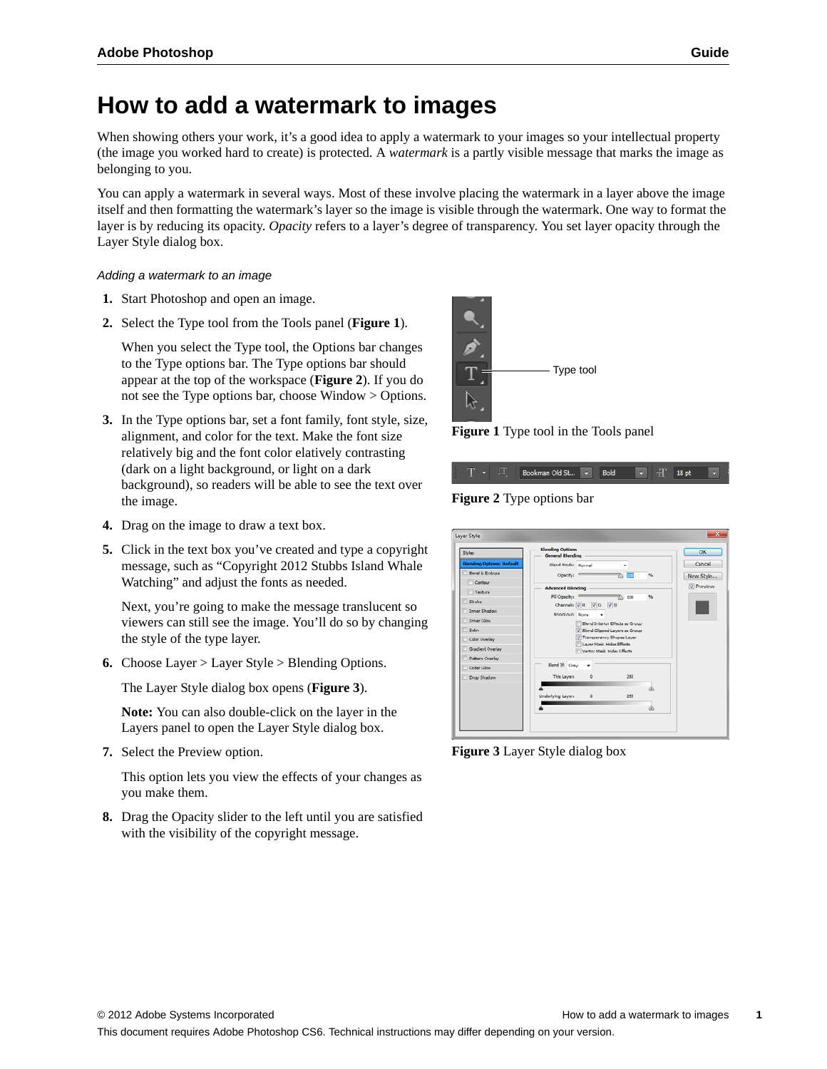# How to add a watermark to images

When showing others your work, it's a good idea to apply a watermark to your images so your intellectual property (the image you worked hard to create) is protected. A *watermark* is a partly visible message that marks the image as belonging to you.

You can apply a watermark in several ways. Most of these involve placing the watermark in a layer above the image itself and then formatting the watermark's layer so the image is visible through the watermark. One way to format the layer is by reducing its opacity. *Opacity* refers to a layer's degree of transparency. You set layer opacity through the Layer Style dialog box.

*Adding a watermark to an image*

1. Start Photoshop and open an image.
2. Select the Type tool from the Tools panel (**Figure 1**).

   When you select the Type tool, the Options bar changes to the Type options bar. The Type options bar should appear at the top of the workspace (**Figure 2**). If you do not see the Type options bar, choose Window > Options.
3. In the Type options bar, set a font family, font style, size, alignment, and color for the text. Make the font size relatively big and the font color elatively contrasting (dark on a light background, or light on a dark background), so readers will be able to see the text over the image.
4. Drag on the image to draw a text box.
5. Click in the text box you've created and type a copyright message, such as "Copyright 2012 Stubbs Island Whale Watching" and adjust the fonts as needed.

   Next, you're going to make the message translucent so viewers can still see the image. You'll do so by changing the style of the type layer.
6. Choose Layer > Layer Style > Blending Options.

   The Layer Style dialog box opens (**Figure 3**).

   **Note:** You can also double-click on the layer in the Layers panel to open the Layer Style dialog box.
7. Select the Preview option.

   This option lets you view the effects of your changes as you make them.
8. Drag the Opacity slider to the left until you are satisfied with the visibility of the copyright message.

Type tool

**Figure 1** Type tool in the Tools panel

**Figure 2** Type options bar

**Figure 3** Layer Style dialog box

© 2012 Adobe Systems Incorporated

This document requires Adobe Photoshop CS6. Technical instructions may differ depending on your version.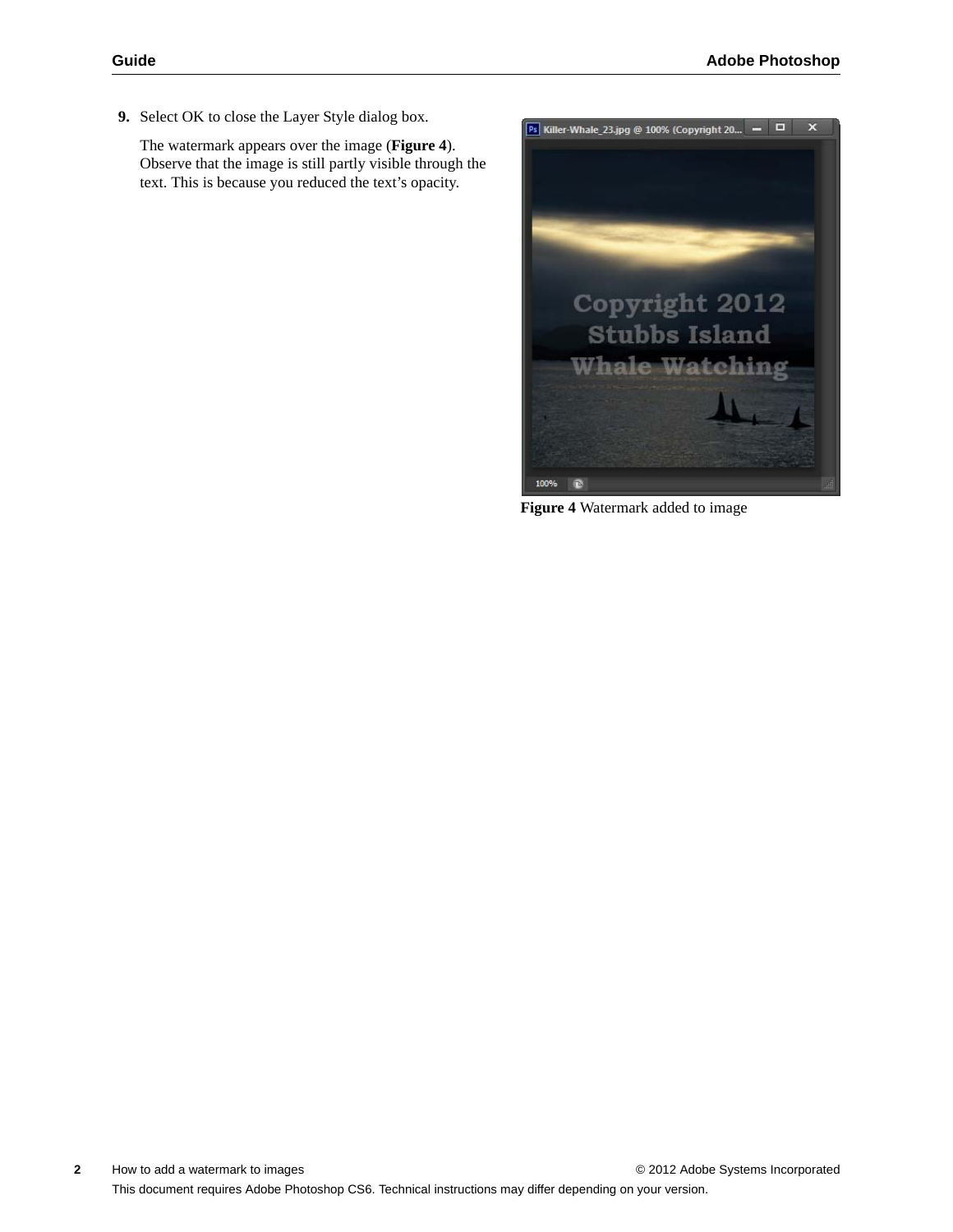9. Select OK to close the Layer Style dialog box.

   The watermark appears over the image (**Figure 4**). Observe that the image is still partly visible through the text. This is because you reduced the text's opacity.

**Figure 4** Watermark added to image